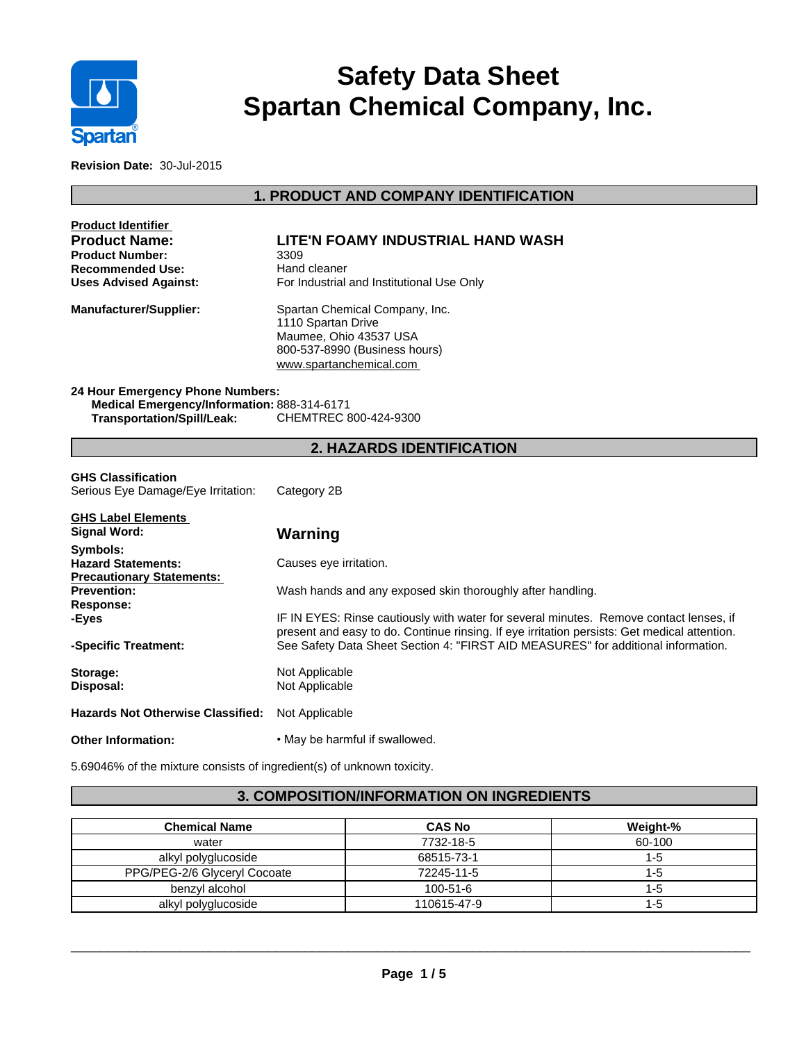# Safety Data Sheet
# Spartan Chemical Company, Inc.

**Revision Date:** 30-Jul-2015

## 1. PRODUCT AND COMPANY IDENTIFICATION

**Product Identifier**

**Product Name:** LITE'N FOAMY INDUSTRIAL HAND WASH
**Product Number:** 3309
**Recommended Use:** Hand cleaner
**Uses Advised Against:** For Industrial and Institutional Use Only

**Manufacturer/Supplier:**
Spartan Chemical Company, Inc.
1110 Spartan Drive
Maumee, Ohio 43537 USA
800-537-8990 (Business hours)
www.spartanchemical.com

**24 Hour Emergency Phone Numbers:**
**Medical Emergency/Information:** 888-314-6171
**Transportation/Spill/Leak:** CHEMTREC 800-424-9300

## 2. HAZARDS IDENTIFICATION

**GHS Classification**
Serious Eye Damage/Eye Irritation: Category 2B

**GHS Label Elements**
**Signal Word:** Warning
**Symbols:**
**Hazard Statements:** Causes eye irritation.
**Precautionary Statements:**
**Prevention:** Wash hands and any exposed skin thoroughly after handling.
**Response:**
**-Eyes** IF IN EYES: Rinse cautiously with water for several minutes. Remove contact lenses, if present and easy to do. Continue rinsing. If eye irritation persists: Get medical attention.
**-Specific Treatment:** See Safety Data Sheet Section 4: "FIRST AID MEASURES" for additional information.

**Storage:** Not Applicable
**Disposal:** Not Applicable

**Hazards Not Otherwise Classified:** Not Applicable

**Other Information:** • May be harmful if swallowed.

5.69046% of the mixture consists of ingredient(s) of unknown toxicity.

## 3. COMPOSITION/INFORMATION ON INGREDIENTS

| Chemical Name | CAS No | Weight-% |
|---|---|---|
| water | 7732-18-5 | 60-100 |
| alkyl polyglucoside | 68515-73-1 | 1-5 |
| PPG/PEG-2/6 Glyceryl Cocoate | 72245-11-5 | 1-5 |
| benzyl alcohol | 100-51-6 | 1-5 |
| alkyl polyglucoside | 110615-47-9 | 1-5 |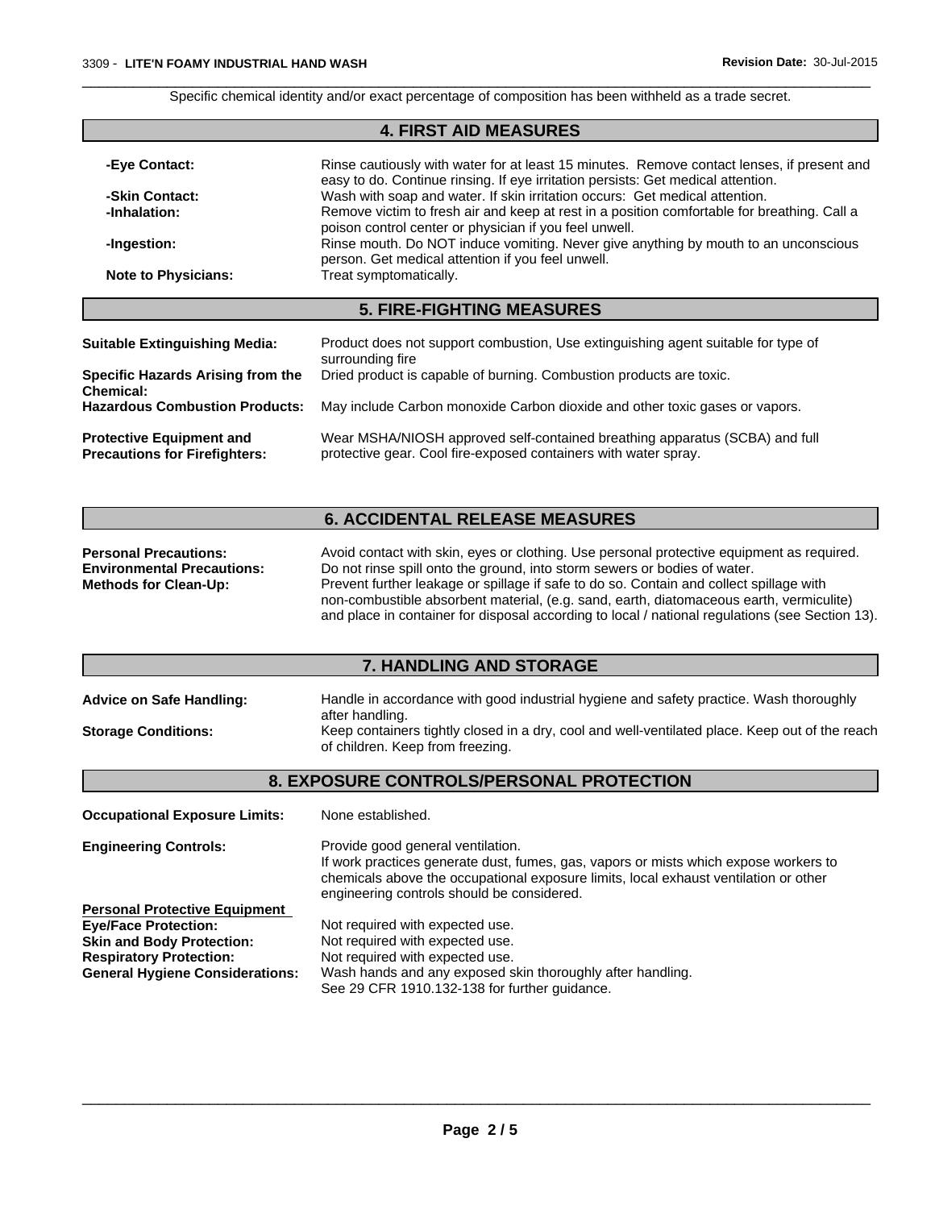Specific chemical identity and/or exact percentage of composition has been withheld as a trade secret.

## 4. FIRST AID MEASURES

**-Eye Contact:** Rinse cautiously with water for at least 15 minutes. Remove contact lenses, if present and easy to do. Continue rinsing. If eye irritation persists: Get medical attention.

**-Skin Contact:** Wash with soap and water. If skin irritation occurs: Get medical attention.

**-Inhalation:** Remove victim to fresh air and keep at rest in a position comfortable for breathing. Call a poison control center or physician if you feel unwell.

**-Ingestion:** Rinse mouth. Do NOT induce vomiting. Never give anything by mouth to an unconscious person. Get medical attention if you feel unwell.

**Note to Physicians:** Treat symptomatically.

## 5. FIRE-FIGHTING MEASURES

**Suitable Extinguishing Media:** Product does not support combustion, Use extinguishing agent suitable for type of surrounding fire

**Specific Hazards Arising from the Chemical:** Dried product is capable of burning. Combustion products are toxic.

**Hazardous Combustion Products:** May include Carbon monoxide Carbon dioxide and other toxic gases or vapors.

**Protective Equipment and Precautions for Firefighters:** Wear MSHA/NIOSH approved self-contained breathing apparatus (SCBA) and full protective gear. Cool fire-exposed containers with water spray.

## 6. ACCIDENTAL RELEASE MEASURES

**Personal Precautions:** Avoid contact with skin, eyes or clothing. Use personal protective equipment as required.

**Environmental Precautions:** Do not rinse spill onto the ground, into storm sewers or bodies of water.

**Methods for Clean-Up:** Prevent further leakage or spillage if safe to do so. Contain and collect spillage with non-combustible absorbent material, (e.g. sand, earth, diatomaceous earth, vermiculite) and place in container for disposal according to local / national regulations (see Section 13).

## 7. HANDLING AND STORAGE

**Advice on Safe Handling:** Handle in accordance with good industrial hygiene and safety practice. Wash thoroughly after handling.

**Storage Conditions:** Keep containers tightly closed in a dry, cool and well-ventilated place. Keep out of the reach of children. Keep from freezing.

## 8. EXPOSURE CONTROLS/PERSONAL PROTECTION

**Occupational Exposure Limits:** None established.

**Engineering Controls:** Provide good general ventilation.
If work practices generate dust, fumes, gas, vapors or mists which expose workers to chemicals above the occupational exposure limits, local exhaust ventilation or other engineering controls should be considered.

**Personal Protective Equipment**

**Eye/Face Protection:** Not required with expected use.

**Skin and Body Protection:** Not required with expected use.

**Respiratory Protection:** Not required with expected use.

**General Hygiene Considerations:** Wash hands and any exposed skin thoroughly after handling.
See 29 CFR 1910.132-138 for further guidance.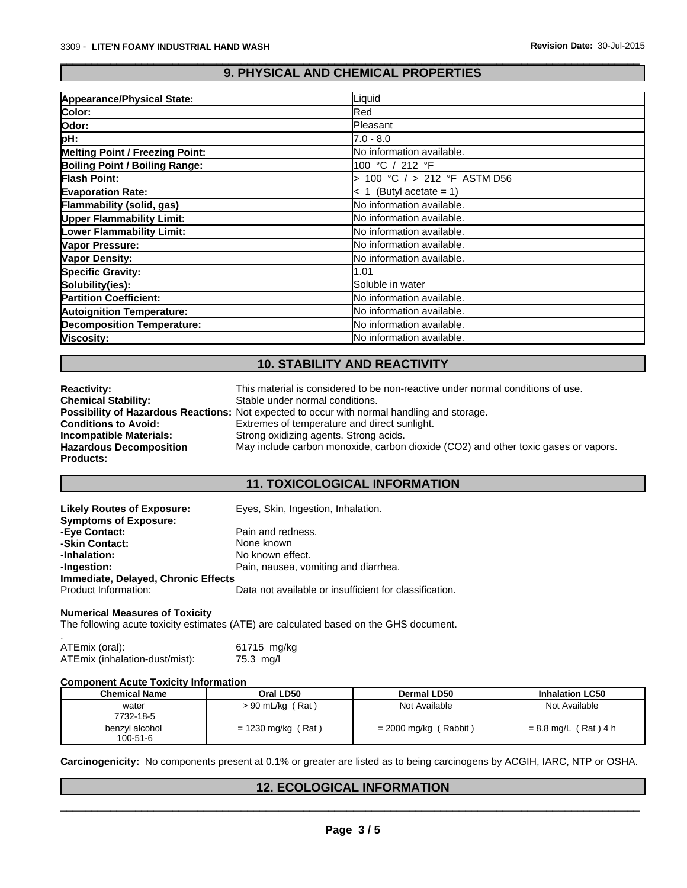## 9. PHYSICAL AND CHEMICAL PROPERTIES

| | |
|---|---|
| **Appearance/Physical State:** | Liquid |
| **Color:** | Red |
| **Odor:** | Pleasant |
| **pH:** | 7.0 - 8.0 |
| **Melting Point / Freezing Point:** | No information available. |
| **Boiling Point / Boiling Range:** | 100 °C / 212 °F |
| **Flash Point:** | > 100 °C / > 212 °F ASTM D56 |
| **Evaporation Rate:** | < 1 (Butyl acetate = 1) |
| **Flammability (solid, gas)** | No information available. |
| **Upper Flammability Limit:** | No information available. |
| **Lower Flammability Limit:** | No information available. |
| **Vapor Pressure:** | No information available. |
| **Vapor Density:** | No information available. |
| **Specific Gravity:** | 1.01 |
| **Solubility(ies):** | Soluble in water |
| **Partition Coefficient:** | No information available. |
| **Autoignition Temperature:** | No information available. |
| **Decomposition Temperature:** | No information available. |
| **Viscosity:** | No information available. |

## 10. STABILITY AND REACTIVITY

**Reactivity:** This material is considered to be non-reactive under normal conditions of use.
**Chemical Stability:** Stable under normal conditions.
**Possibility of Hazardous Reactions:** Not expected to occur with normal handling and storage.
**Conditions to Avoid:** Extremes of temperature and direct sunlight.
**Incompatible Materials:** Strong oxidizing agents. Strong acids.
**Hazardous Decomposition Products:** May include carbon monoxide, carbon dioxide ($CO_2$) and other toxic gases or vapors.

## 11. TOXICOLOGICAL INFORMATION

**Likely Routes of Exposure:** Eyes, Skin, Ingestion, Inhalation.
**Symptoms of Exposure:**
**-Eye Contact:** Pain and redness.
**-Skin Contact:** None known
**-Inhalation:** No known effect.
**-Ingestion:** Pain, nausea, vomiting and diarrhea.
**Immediate, Delayed, Chronic Effects**
Product Information: Data not available or insufficient for classification.

**Numerical Measures of Toxicity**
The following acute toxicity estimates (ATE) are calculated based on the GHS document.
.
ATEmix (oral): 61715 mg/kg
ATEmix (inhalation-dust/mist): 75.3 mg/l

**Component Acute Toxicity Information**

| Chemical Name | Oral LD50 | Dermal LD50 | Inhalation LC50 |
|---|---|---|---|
| water<br>7732-18-5 | > 90 mL/kg ( Rat ) | Not Available | Not Available |
| benzyl alcohol<br>100-51-6 | = 1230 mg/kg ( Rat ) | = 2000 mg/kg ( Rabbit ) | = 8.8 mg/L ( Rat ) 4 h |

**Carcinogenicity:** No components present at 0.1% or greater are listed as to being carcinogens by ACGIH, IARC, NTP or OSHA.

## 12. ECOLOGICAL INFORMATION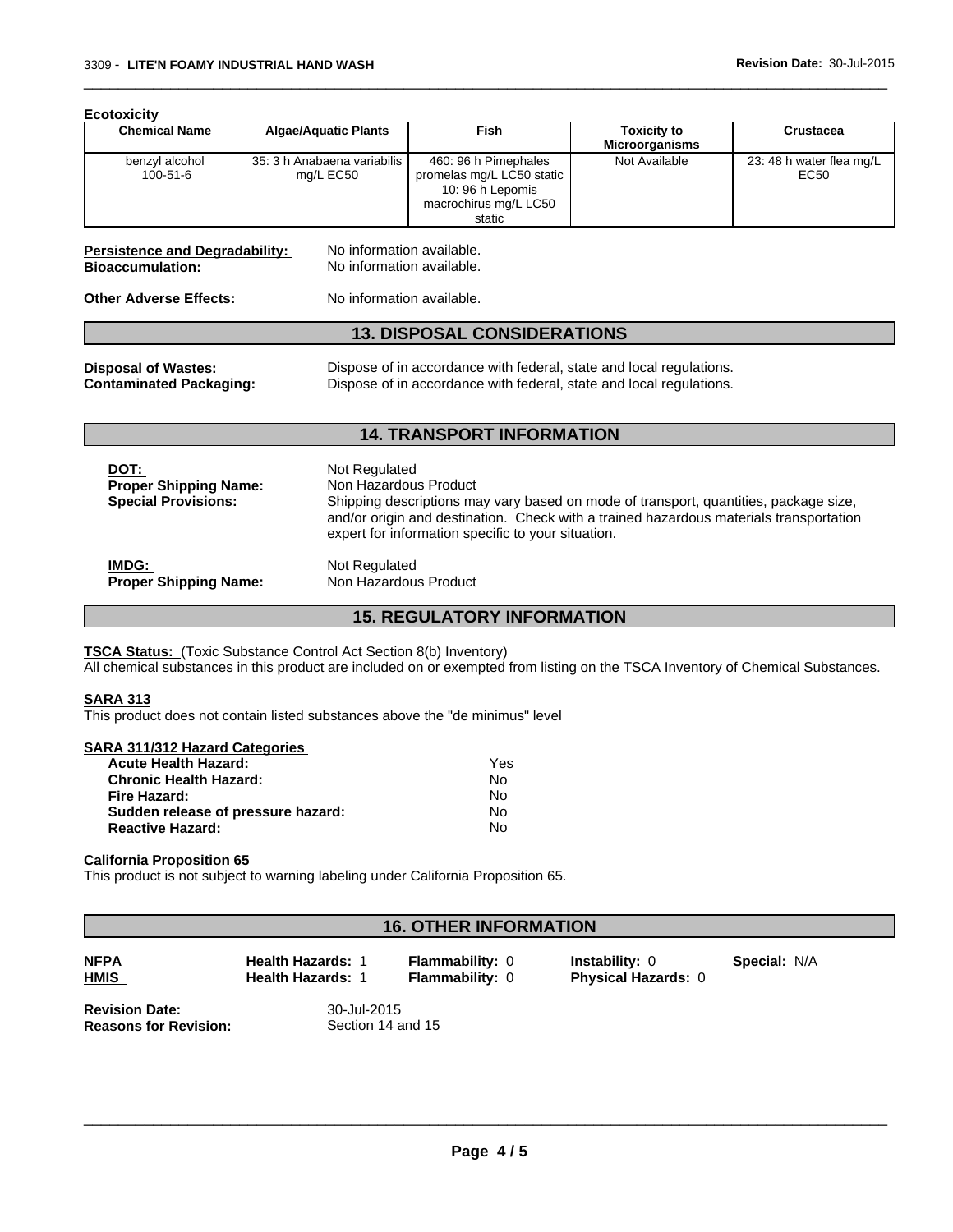**Ecotoxicity**

| Chemical Name | Algae/Aquatic Plants | Fish | Toxicity to Microorganisms | Crustacea |
|---|---|---|---|---|
| benzyl alcohol 100-51-6 | 35: 3 h Anabaena variabilis mg/L EC50 | 460: 96 h Pimephales promelas mg/L LC50 static 10: 96 h Lepomis macrochirus mg/L LC50 static | Not Available | 23: 48 h water flea mg/L EC50 |

**Persistence and Degradability:** No information available.
**Bioaccumulation:** No information available.

**Other Adverse Effects:** No information available.

## 13. DISPOSAL CONSIDERATIONS

**Disposal of Wastes:** Dispose of in accordance with federal, state and local regulations.
**Contaminated Packaging:** Dispose of in accordance with federal, state and local regulations.

## 14. TRANSPORT INFORMATION

**DOT:** Not Regulated
**Proper Shipping Name:** Non Hazardous Product
**Special Provisions:** Shipping descriptions may vary based on mode of transport, quantities, package size, and/or origin and destination. Check with a trained hazardous materials transportation expert for information specific to your situation.

**IMDG:** Not Regulated
**Proper Shipping Name:** Non Hazardous Product

## 15. REGULATORY INFORMATION

**TSCA Status:** (Toxic Substance Control Act Section 8(b) Inventory)
All chemical substances in this product are included on or exempted from listing on the TSCA Inventory of Chemical Substances.

**SARA 313**
This product does not contain listed substances above the "de minimus" level

**SARA 311/312 Hazard Categories**

| | |
|---|---|
| **Acute Health Hazard:** | Yes |
| **Chronic Health Hazard:** | No |
| **Fire Hazard:** | No |
| **Sudden release of pressure hazard:** | No |
| **Reactive Hazard:** | No |

**California Proposition 65**
This product is not subject to warning labeling under California Proposition 65.

## 16. OTHER INFORMATION

| | | | | |
|---|---|---|---|---|
| **NFPA** | **Health Hazards:** 1 | **Flammability:** 0 | **Instability:** 0 | **Special:** N/A |
| **HMIS** | **Health Hazards:** 1 | **Flammability:** 0 | **Physical Hazards:** 0 | |

**Revision Date:** 30-Jul-2015
**Reasons for Revision:** Section 14 and 15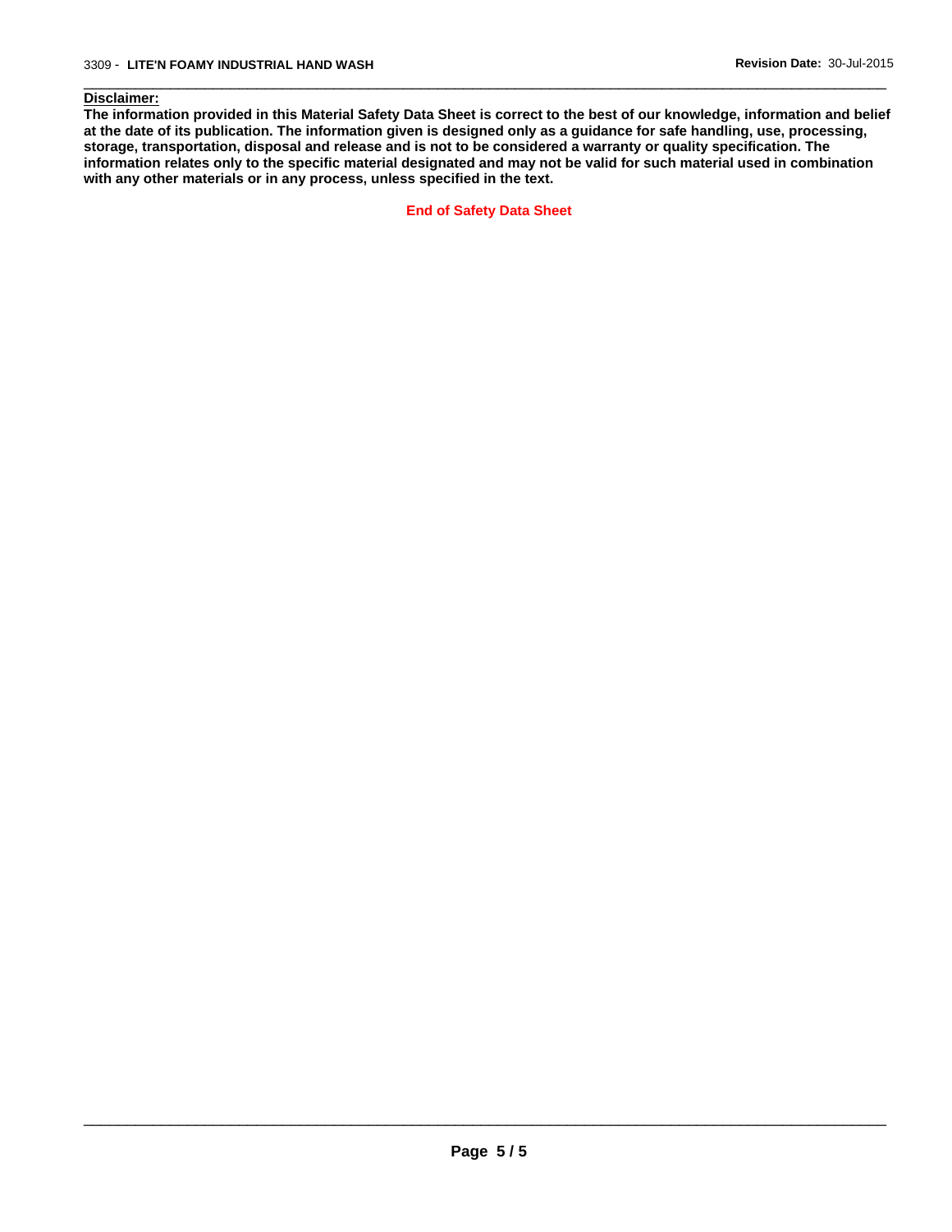**Disclaimer:**

**The information provided in this Material Safety Data Sheet is correct to the best of our knowledge, information and belief at the date of its publication. The information given is designed only as a guidance for safe handling, use, processing, storage, transportation, disposal and release and is not to be considered a warranty or quality specification. The information relates only to the specific material designated and may not be valid for such material used in combination with any other materials or in any process, unless specified in the text.**

**End of Safety Data Sheet**